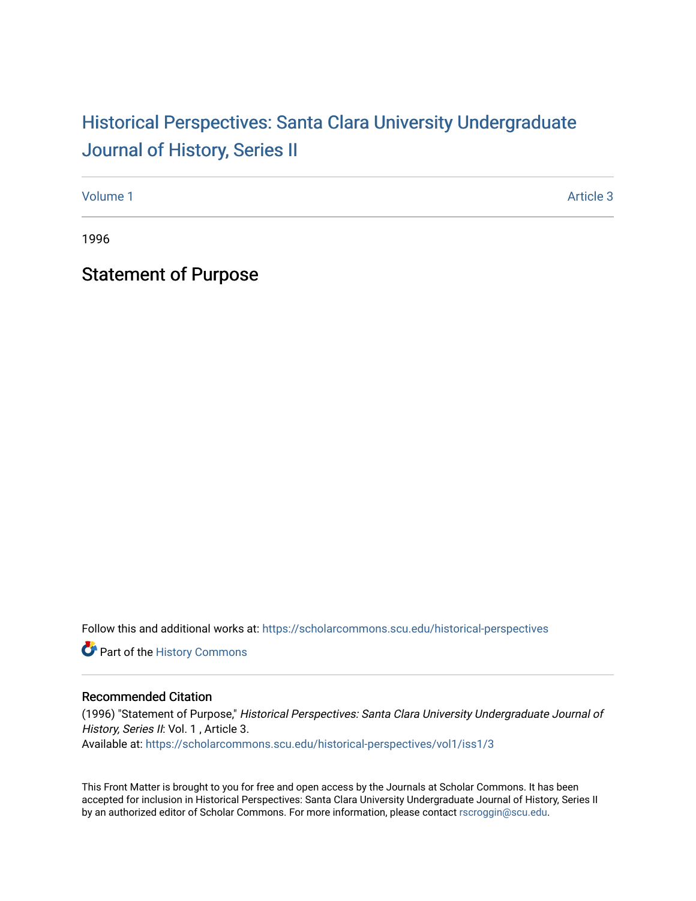# Historical Perspectives: Santa Clara University Undergraduate Journal of History, Series II

Volume 1 Article 3

1996

## Statement of Purpose

Follow this and additional works at: https://scholarcommons.scu.edu/historical-perspectives

Part of the History Commons

### Recommended Citation

(1996) "Statement of Purpose," *Historical Perspectives: Santa Clara University Undergraduate Journal of History, Series II*: Vol. 1 , Article 3.
Available at: https://scholarcommons.scu.edu/historical-perspectives/vol1/iss1/3

This Front Matter is brought to you for free and open access by the Journals at Scholar Commons. It has been accepted for inclusion in Historical Perspectives: Santa Clara University Undergraduate Journal of History, Series II by an authorized editor of Scholar Commons. For more information, please contact rscroggin@scu.edu.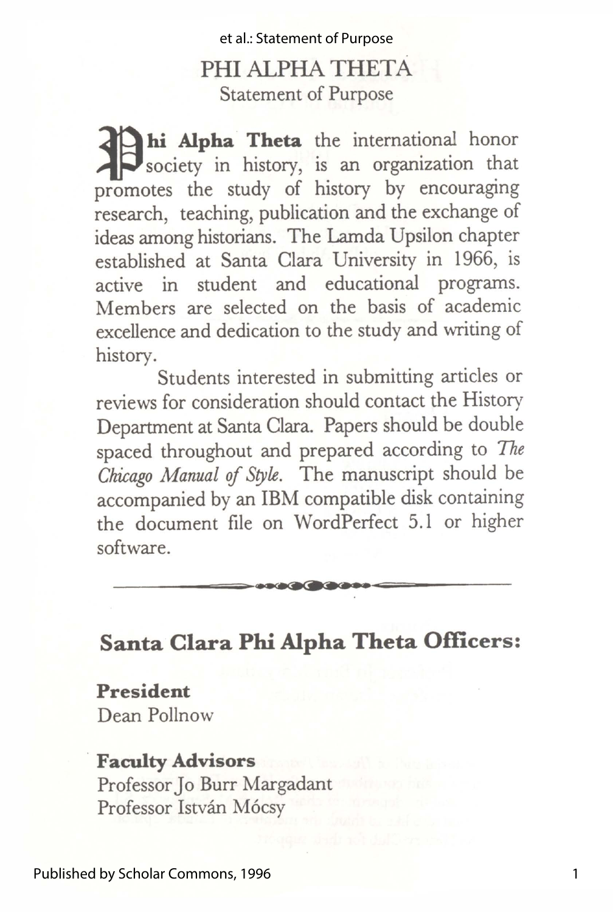# PHI ALPHA THETA

Statement of Purpose

**Phi Alpha Theta** the international honor society in history, is an organization that promotes the study of history by encouraging research, teaching, publication and the exchange of ideas among historians. The Lamda Upsilon chapter established at Santa Clara University in 1966, is active in student and educational programs. Members are selected on the basis of academic excellence and dedication to the study and writing of history.

Students interested in submitting articles or reviews for consideration should contact the History Department at Santa Clara. Papers should be double spaced throughout and prepared according to *The Chicago Manual of Style*. The manuscript should be accompanied by an IBM compatible disk containing the document file on WordPerfect 5.1 or higher software.

---

## Santa Clara Phi Alpha Theta Officers:

**President**
Dean Pollnow

**Faculty Advisors**
Professor Jo Burr Margadant
Professor István Mócsy